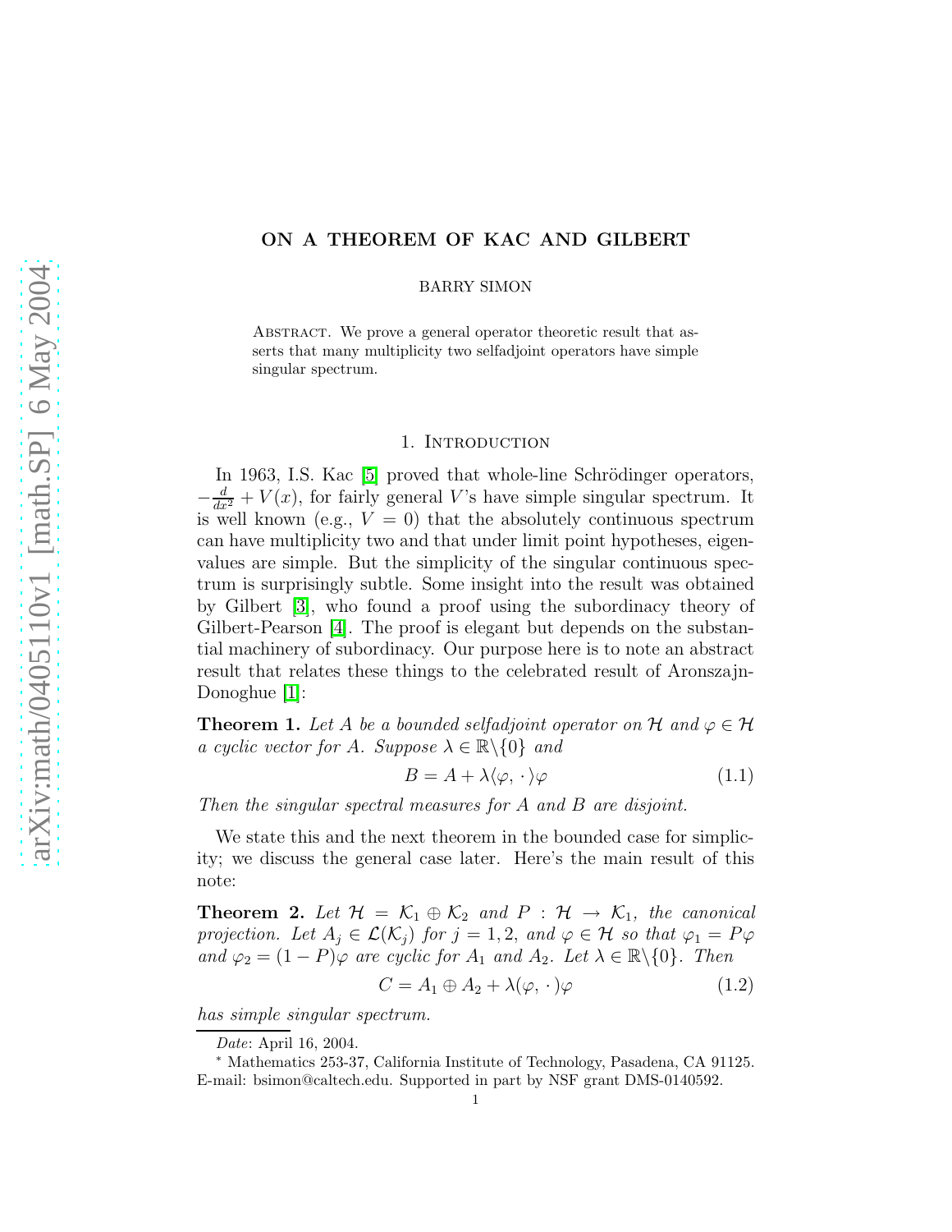# ON A THEOREM OF KAC AND GILBERT

BARRY SIMON

Abstract. We prove a general operator theoretic result that asserts that many multiplicity two selfadjoint operators have simple singular spectrum.

## 1. Introduction

In 1963, I.S. Kac [5] proved that whole-line Schrödinger operators, $-\frac{d}{dx^2} + V(x)$, for fairly general $V$'s have simple singular spectrum. It is well known (e.g., $V = 0$) that the absolutely continuous spectrum can have multiplicity two and that under limit point hypotheses, eigenvalues are simple. But the simplicity of the singular continuous spectrum is surprisingly subtle. Some insight into the result was obtained by Gilbert [3], who found a proof using the subordinacy theory of Gilbert-Pearson [4]. The proof is elegant but depends on the substantial machinery of subordinacy. Our purpose here is to note an abstract result that relates these things to the celebrated result of Aronszajn-Donoghue [1]:

**Theorem 1.** *Let $A$ be a bounded selfadjoint operator on $\mathcal{H}$ and $\varphi \in \mathcal{H}$ a cyclic vector for $A$. Suppose $\lambda \in \mathbb{R}\backslash\{0\}$ and*

$$B = A + \lambda\langle\varphi, \cdot\rangle\varphi \tag{1.1}$$

*Then the singular spectral measures for $A$ and $B$ are disjoint.*

We state this and the next theorem in the bounded case for simplicity; we discuss the general case later. Here's the main result of this note:

**Theorem 2.** *Let $\mathcal{H} = \mathcal{K}_1 \oplus \mathcal{K}_2$ and $P : \mathcal{H} \to \mathcal{K}_1$, the canonical projection. Let $A_j \in \mathcal{L}(\mathcal{K}_j)$ for $j = 1, 2$, and $\varphi \in \mathcal{H}$ so that $\varphi_1 = P\varphi$ and $\varphi_2 = (1 - P)\varphi$ are cyclic for $A_1$ and $A_2$. Let $\lambda \in \mathbb{R}\backslash\{0\}$. Then*

$$C = A_1 \oplus A_2 + \lambda(\varphi, \cdot)\varphi \tag{1.2}$$

*has simple singular spectrum.*

*Date*: April 16, 2004.

[*] Mathematics 253-37, California Institute of Technology, Pasadena, CA 91125. E-mail: bsimon@caltech.edu. Supported in part by NSF grant DMS-0140592.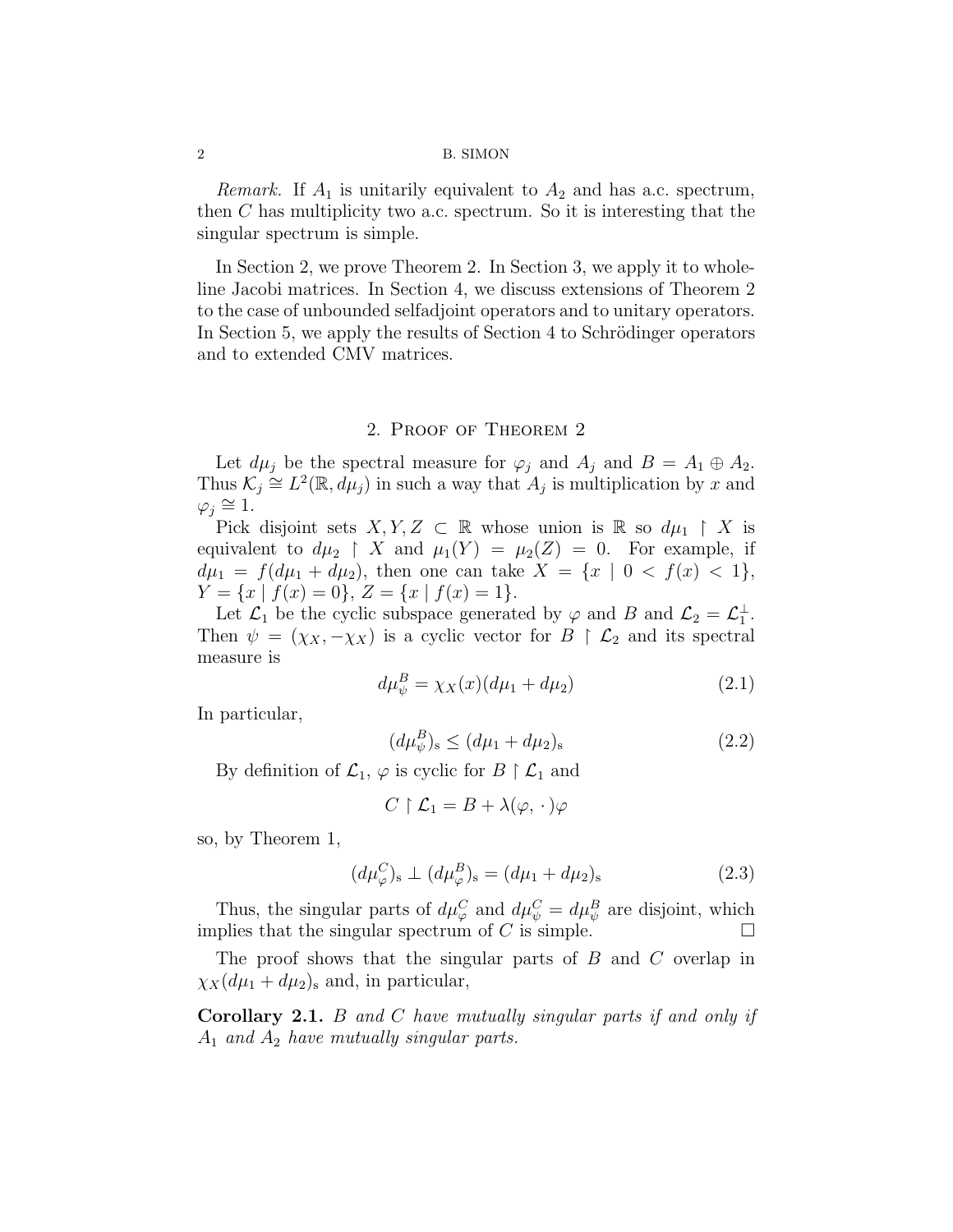*Remark.* If $A_1$ is unitarily equivalent to $A_2$ and has a.c. spectrum, then $C$ has multiplicity two a.c. spectrum. So it is interesting that the singular spectrum is simple.

In Section 2, we prove Theorem 2. In Section 3, we apply it to whole-line Jacobi matrices. In Section 4, we discuss extensions of Theorem 2 to the case of unbounded selfadjoint operators and to unitary operators. In Section 5, we apply the results of Section 4 to Schrödinger operators and to extended CMV matrices.

## 2. Proof of Theorem 2

Let $d\mu_j$ be the spectral measure for $\varphi_j$ and $A_j$ and $B = A_1 \oplus A_2$. Thus $\mathcal{K}_j \cong L^2(\mathbb{R}, d\mu_j)$ in such a way that $A_j$ is multiplication by $x$ and $\varphi_j \cong 1$.

Pick disjoint sets $X, Y, Z \subset \mathbb{R}$ whose union is $\mathbb{R}$ so $d\mu_1 \restriction X$ is equivalent to $d\mu_2 \restriction X$ and $\mu_1(Y) = \mu_2(Z) = 0$. For example, if $d\mu_1 = f(d\mu_1 + d\mu_2)$, then one can take $X = \{x \mid 0 < f(x) < 1\}$, $Y = \{x \mid f(x) = 0\}$, $Z = \{x \mid f(x) = 1\}$.

Let $\mathcal{L}_1$ be the cyclic subspace generated by $\varphi$ and $B$ and $\mathcal{L}_2 = \mathcal{L}_1^\perp$. Then $\psi = (\chi_X, -\chi_X)$ is a cyclic vector for $B \restriction \mathcal{L}_2$ and its spectral measure is

$$d\mu_\psi^B = \chi_X(x)(d\mu_1 + d\mu_2) \tag{2.1}$$

In particular,

$$(d\mu_\psi^B)_{\text{s}} \leq (d\mu_1 + d\mu_2)_{\text{s}} \tag{2.2}$$

By definition of $\mathcal{L}_1$, $\varphi$ is cyclic for $B \restriction \mathcal{L}_1$ and

$$C \restriction \mathcal{L}_1 = B + \lambda(\varphi, \cdot\,)\varphi$$

so, by Theorem 1,

$$(d\mu_\varphi^C)_{\text{s}} \perp (d\mu_\varphi^B)_{\text{s}} = (d\mu_1 + d\mu_2)_{\text{s}} \tag{2.3}$$

Thus, the singular parts of $d\mu_\varphi^C$ and $d\mu_\psi^C = d\mu_\psi^B$ are disjoint, which implies that the singular spectrum of $C$ is simple. $\square$

The proof shows that the singular parts of $B$ and $C$ overlap in $\chi_X(d\mu_1 + d\mu_2)_{\text{s}}$ and, in particular,

**Corollary 2.1.** *$B$ and $C$ have mutually singular parts if and only if $A_1$ and $A_2$ have mutually singular parts.*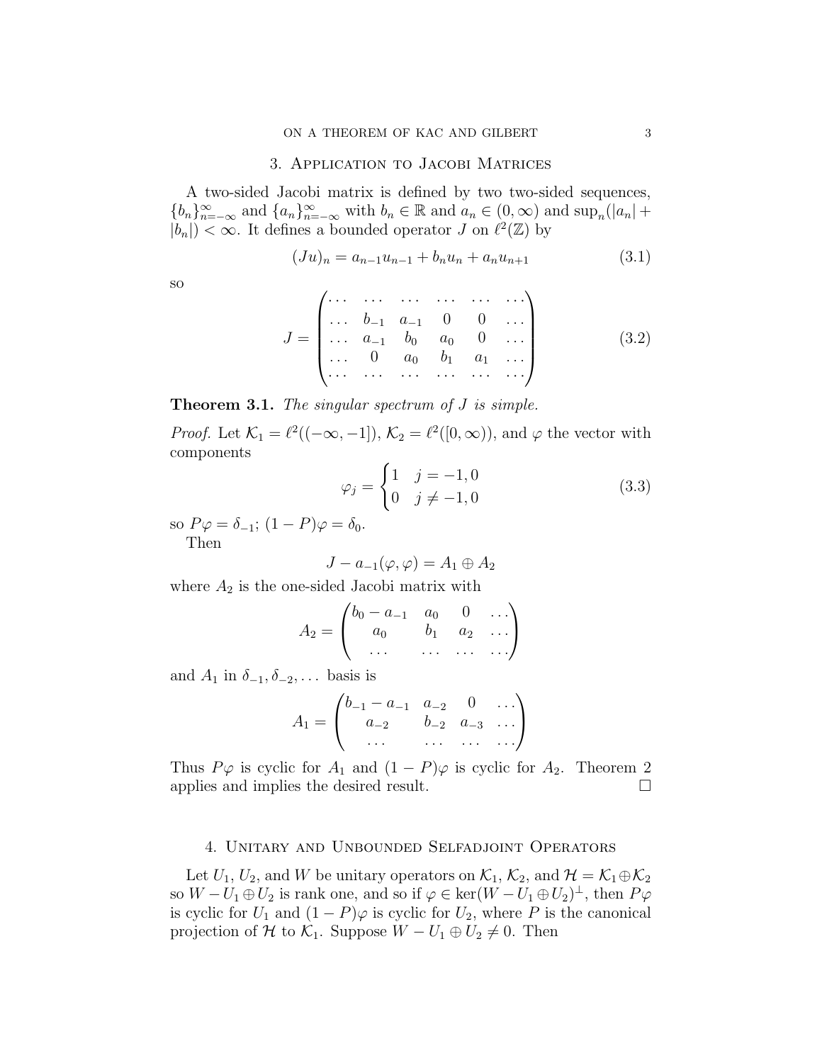## 3. Application to Jacobi Matrices

A two-sided Jacobi matrix is defined by two two-sided sequences, $\{b_n\}_{n=-\infty}^{\infty}$ and $\{a_n\}_{n=-\infty}^{\infty}$ with $b_n \in \mathbb{R}$ and $a_n \in (0, \infty)$ and $\sup_n(|a_n| + |b_n|) < \infty$. It defines a bounded operator $J$ on $\ell^2(\mathbb{Z})$ by

$$(Ju)_n = a_{n-1}u_{n-1} + b_n u_n + a_n u_{n+1} \tag{3.1}$$

so

$$J = \begin{pmatrix} \dots & \dots & \dots & \dots & \dots & \dots \\ \dots & b_{-1} & a_{-1} & 0 & 0 & \dots \\ \dots & a_{-1} & b_0 & a_0 & 0 & \dots \\ \dots & 0 & a_0 & b_1 & a_1 & \dots \\ \dots & \dots & \dots & \dots & \dots & \dots \end{pmatrix} \tag{3.2}$$

**Theorem 3.1.** *The singular spectrum of $J$ is simple.*

*Proof.* Let $\mathcal{K}_1 = \ell^2((-\infty, -1])$, $\mathcal{K}_2 = \ell^2([0, \infty))$, and $\varphi$ the vector with components

$$\varphi_j = \begin{cases} 1 & j = -1, 0 \\ 0 & j \neq -1, 0 \end{cases} \tag{3.3}$$

so $P\varphi = \delta_{-1}$; $(1 - P)\varphi = \delta_0$.

Then

$$J - a_{-1}(\varphi, \varphi) = A_1 \oplus A_2$$

where $A_2$ is the one-sided Jacobi matrix with

$$A_2 = \begin{pmatrix} b_0 - a_{-1} & a_0 & 0 & \dots \\ a_0 & b_1 & a_2 & \dots \\ \dots & \dots & \dots & \dots \end{pmatrix}$$

and $A_1$ in $\delta_{-1}, \delta_{-2}, \dots$ basis is

$$A_1 = \begin{pmatrix} b_{-1} - a_{-1} & a_{-2} & 0 & \dots \\ a_{-2} & b_{-2} & a_{-3} & \dots \\ \dots & \dots & \dots & \dots \end{pmatrix}$$

Thus $P\varphi$ is cyclic for $A_1$ and $(1 - P)\varphi$ is cyclic for $A_2$. Theorem 2 applies and implies the desired result. $\square$

## 4. Unitary and Unbounded Selfadjoint Operators

Let $U_1$, $U_2$, and $W$ be unitary operators on $\mathcal{K}_1$, $\mathcal{K}_2$, and $\mathcal{H} = \mathcal{K}_1 \oplus \mathcal{K}_2$ so $W - U_1 \oplus U_2$ is rank one, and so if $\varphi \in \ker(W - U_1 \oplus U_2)^{\perp}$, then $P\varphi$ is cyclic for $U_1$ and $(1 - P)\varphi$ is cyclic for $U_2$, where $P$ is the canonical projection of $\mathcal{H}$ to $\mathcal{K}_1$. Suppose $W - U_1 \oplus U_2 \neq 0$. Then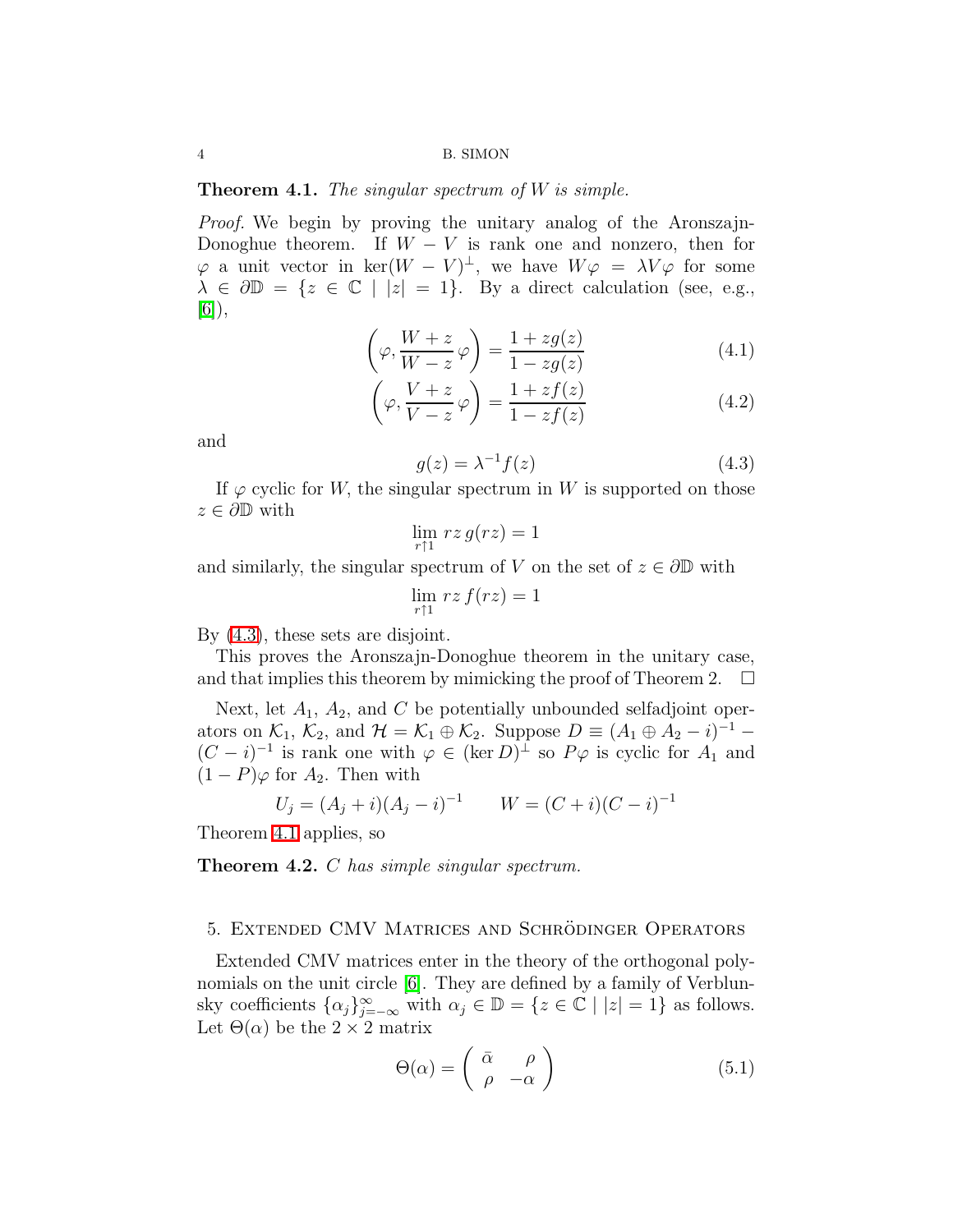**Theorem 4.1.** *The singular spectrum of $W$ is simple.*

*Proof.* We begin by proving the unitary analog of the Aronszajn-Donoghue theorem. If $W - V$ is rank one and nonzero, then for $\varphi$ a unit vector in $\ker(W-V)^\perp$, we have $W\varphi = \lambda V\varphi$ for some $\lambda \in \partial\mathbb{D} = \{z \in \mathbb{C} \mid |z| = 1\}$. By a direct calculation (see, e.g., [6]),

$$\left(\varphi, \frac{W+z}{W-z}\,\varphi\right) = \frac{1+zg(z)}{1-zg(z)} \tag{4.1}$$

$$\left(\varphi, \frac{V+z}{V-z}\,\varphi\right) = \frac{1+zf(z)}{1-zf(z)} \tag{4.2}$$

and

$$g(z) = \lambda^{-1} f(z) \tag{4.3}$$

If $\varphi$ cyclic for $W$, the singular spectrum in $W$ is supported on those $z \in \partial\mathbb{D}$ with

$$\lim_{r\uparrow 1} rz\, g(rz) = 1$$

and similarly, the singular spectrum of $V$ on the set of $z \in \partial\mathbb{D}$ with

$$\lim_{r\uparrow 1} rz\, f(rz) = 1$$

By (4.3), these sets are disjoint.

This proves the Aronszajn-Donoghue theorem in the unitary case, and that implies this theorem by mimicking the proof of Theorem 2. $\square$

Next, let $A_1$, $A_2$, and $C$ be potentially unbounded selfadjoint operators on $\mathcal{K}_1$, $\mathcal{K}_2$, and $\mathcal{H} = \mathcal{K}_1 \oplus \mathcal{K}_2$. Suppose $D \equiv (A_1 \oplus A_2 - i)^{-1} - (C-i)^{-1}$ is rank one with $\varphi \in (\ker D)^\perp$ so $P\varphi$ is cyclic for $A_1$ and $(1-P)\varphi$ for $A_2$. Then with

$$U_j = (A_j + i)(A_j - i)^{-1} \qquad W = (C+i)(C-i)^{-1}$$

Theorem 4.1 applies, so

**Theorem 4.2.** *$C$ has simple singular spectrum.*

## 5. Extended CMV Matrices and Schrödinger Operators

Extended CMV matrices enter in the theory of the orthogonal polynomials on the unit circle [6]. They are defined by a family of Verblunsky coefficients $\{\alpha_j\}_{j=-\infty}^{\infty}$ with $\alpha_j \in \mathbb{D} = \{z \in \mathbb{C} \mid |z| = 1\}$ as follows. Let $\Theta(\alpha)$ be the $2 \times 2$ matrix

$$\Theta(\alpha) = \begin{pmatrix} \bar{\alpha} & \rho \\ \rho & -\alpha \end{pmatrix} \tag{5.1}$$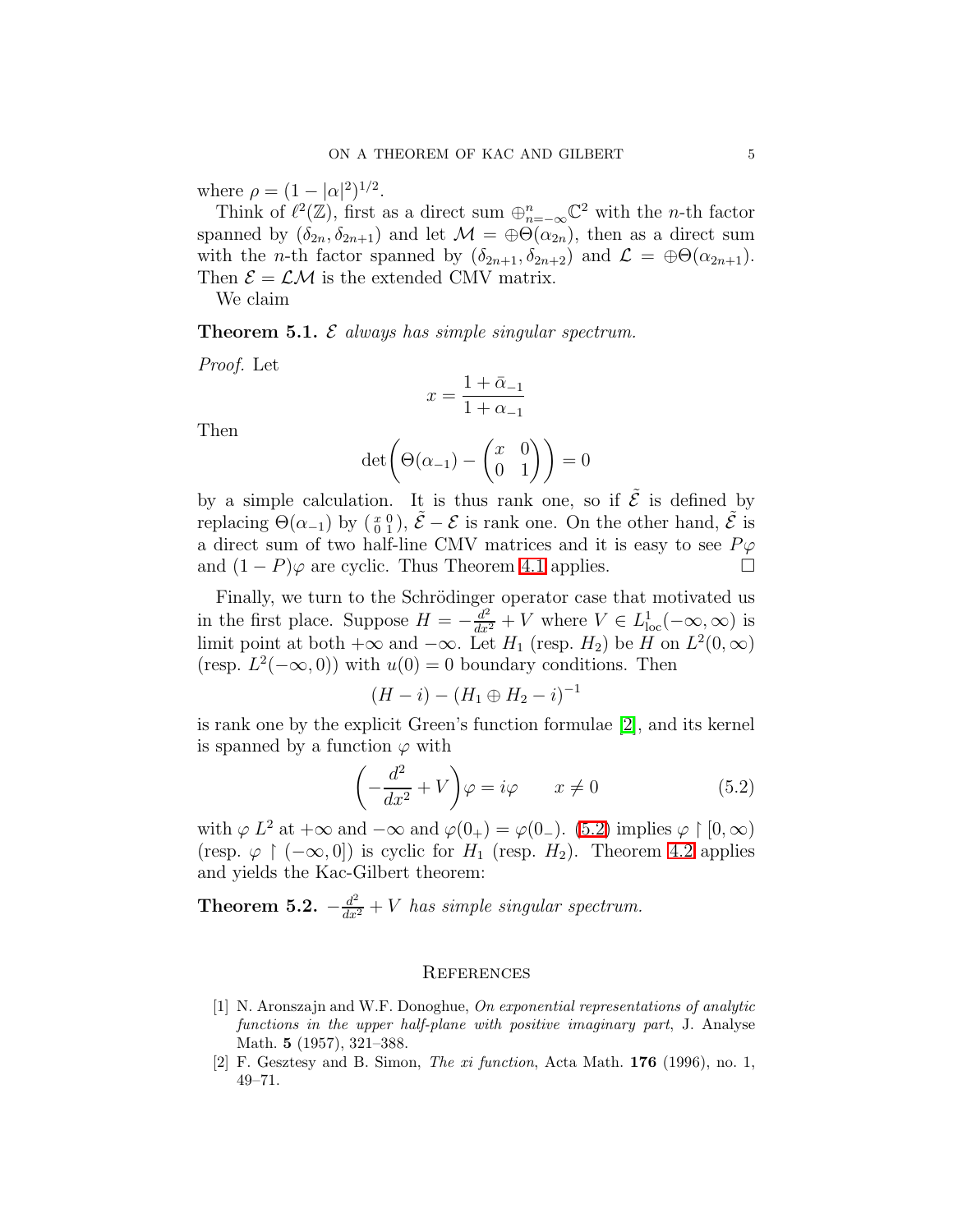where $\rho = (1 - |\alpha|^2)^{1/2}$.

Think of $\ell^2(\mathbb{Z})$, first as a direct sum $\oplus_{n=-\infty}^{n} \mathbb{C}^2$ with the $n$-th factor spanned by $(\delta_{2n}, \delta_{2n+1})$ and let $\mathcal{M} = \oplus \Theta(\alpha_{2n})$, then as a direct sum with the $n$-th factor spanned by $(\delta_{2n+1}, \delta_{2n+2})$ and $\mathcal{L} = \oplus \Theta(\alpha_{2n+1})$. Then $\mathcal{E} = \mathcal{L}\mathcal{M}$ is the extended CMV matrix.

We claim

**Theorem 5.1.** *$\mathcal{E}$ always has simple singular spectrum.*

*Proof.* Let

$$x = \frac{1 + \bar{\alpha}_{-1}}{1 + \alpha_{-1}}$$

Then

$$\det\left(\Theta(\alpha_{-1}) - \begin{pmatrix} x & 0 \\ 0 & 1 \end{pmatrix}\right) = 0$$

by a simple calculation. It is thus rank one, so if $\tilde{\mathcal{E}}$ is defined by replacing $\Theta(\alpha_{-1})$ by $\left(\begin{smallmatrix} x & 0 \\ 0 & 1 \end{smallmatrix}\right)$, $\tilde{\mathcal{E}} - \mathcal{E}$ is rank one. On the other hand, $\tilde{\mathcal{E}}$ is a direct sum of two half-line CMV matrices and it is easy to see $P\varphi$ and $(1-P)\varphi$ are cyclic. Thus Theorem 4.1 applies. $\square$

Finally, we turn to the Schrödinger operator case that motivated us in the first place. Suppose $H = -\frac{d^2}{dx^2} + V$ where $V \in L^1_{\text{loc}}(-\infty, \infty)$ is limit point at both $+\infty$ and $-\infty$. Let $H_1$ (resp. $H_2$) be $H$ on $L^2(0,\infty)$ (resp. $L^2(-\infty, 0)$) with $u(0) = 0$ boundary conditions. Then

$$(H - i) - (H_1 \oplus H_2 - i)^{-1}$$

is rank one by the explicit Green's function formulae [2], and its kernel is spanned by a function $\varphi$ with

$$\left(-\frac{d^2}{dx^2} + V\right)\varphi = i\varphi \qquad x \neq 0 \tag{5.2}$$

with $\varphi$ $L^2$ at $+\infty$ and $-\infty$ and $\varphi(0_+) = \varphi(0_-)$. (5.2) implies $\varphi \restriction [0, \infty)$ (resp. $\varphi \restriction (-\infty, 0]$) is cyclic for $H_1$ (resp. $H_2$). Theorem 4.2 applies and yields the Kac-Gilbert theorem:

**Theorem 5.2.** *$-\frac{d^2}{dx^2} + V$ has simple singular spectrum.*

## References

[1] N. Aronszajn and W.F. Donoghue, *On exponential representations of analytic functions in the upper half-plane with positive imaginary part*, J. Analyse Math. **5** (1957), 321–388.

[2] F. Gesztesy and B. Simon, *The xi function*, Acta Math. **176** (1996), no. 1, 49–71.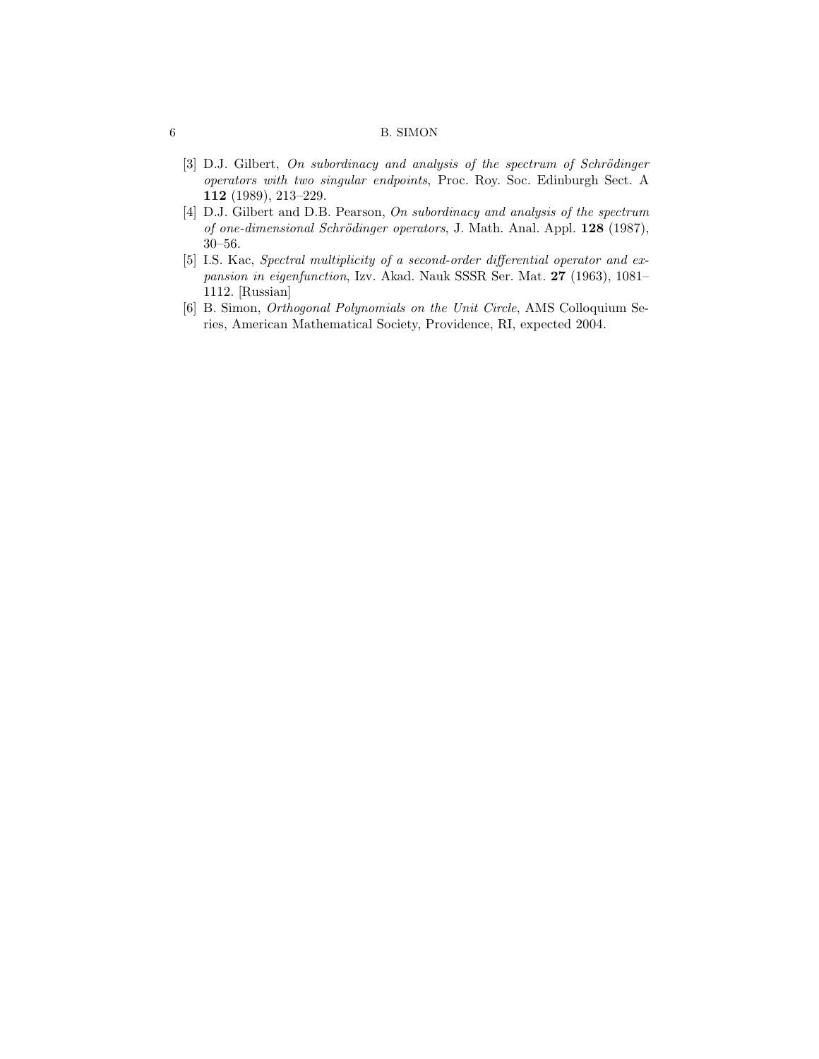[3] D.J. Gilbert, *On subordinacy and analysis of the spectrum of Schrödinger operators with two singular endpoints*, Proc. Roy. Soc. Edinburgh Sect. A **112** (1989), 213–229.

[4] D.J. Gilbert and D.B. Pearson, *On subordinacy and analysis of the spectrum of one-dimensional Schrödinger operators*, J. Math. Anal. Appl. **128** (1987), 30–56.

[5] I.S. Kac, *Spectral multiplicity of a second-order differential operator and expansion in eigenfunction*, Izv. Akad. Nauk SSSR Ser. Mat. **27** (1963), 1081–1112. [Russian]

[6] B. Simon, *Orthogonal Polynomials on the Unit Circle*, AMS Colloquium Series, American Mathematical Society, Providence, RI, expected 2004.